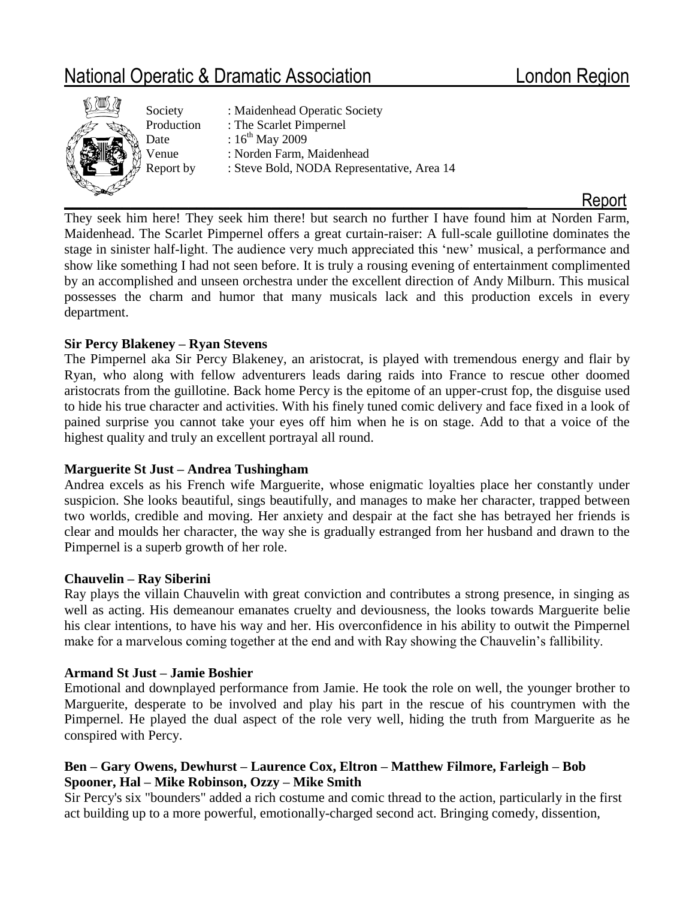# National Operatic & Dramatic Association — London Region

Society : Maidenhead Operatic Society
Production : The Scarlet Pimpernel
Date : 16th May 2009
Venue : Norden Farm, Maidenhead
Report by : Steve Bold, NODA Representative, Area 14

## Report

They seek him here! They seek him there! but search no further I have found him at Norden Farm, Maidenhead. The Scarlet Pimpernel offers a great curtain-raiser: A full-scale guillotine dominates the stage in sinister half-light. The audience very much appreciated this 'new' musical, a performance and show like something I had not seen before. It is truly a rousing evening of entertainment complimented by an accomplished and unseen orchestra under the excellent direction of Andy Milburn. This musical possesses the charm and humor that many musicals lack and this production excels in every department.

**Sir Percy Blakeney – Ryan Stevens**

The Pimpernel aka Sir Percy Blakeney, an aristocrat, is played with tremendous energy and flair by Ryan, who along with fellow adventurers leads daring raids into France to rescue other doomed aristocrats from the guillotine. Back home Percy is the epitome of an upper-crust fop, the disguise used to hide his true character and activities. With his finely tuned comic delivery and face fixed in a look of pained surprise you cannot take your eyes off him when he is on stage. Add to that a voice of the highest quality and truly an excellent portrayal all round.

**Marguerite St Just – Andrea Tushingham**

Andrea excels as his French wife Marguerite, whose enigmatic loyalties place her constantly under suspicion. She looks beautiful, sings beautifully, and manages to make her character, trapped between two worlds, credible and moving. Her anxiety and despair at the fact she has betrayed her friends is clear and moulds her character, the way she is gradually estranged from her husband and drawn to the Pimpernel is a superb growth of her role.

**Chauvelin – Ray Siberini**

Ray plays the villain Chauvelin with great conviction and contributes a strong presence, in singing as well as acting. His demeanour emanates cruelty and deviousness, the looks towards Marguerite belie his clear intentions, to have his way and her. His overconfidence in his ability to outwit the Pimpernel make for a marvelous coming together at the end and with Ray showing the Chauvelin's fallibility.

**Armand St Just – Jamie Boshier**

Emotional and downplayed performance from Jamie. He took the role on well, the younger brother to Marguerite, desperate to be involved and play his part in the rescue of his countrymen with the Pimpernel. He played the dual aspect of the role very well, hiding the truth from Marguerite as he conspired with Percy.

**Ben – Gary Owens, Dewhurst – Laurence Cox, Eltron – Matthew Filmore, Farleigh – Bob Spooner, Hal – Mike Robinson, Ozzy – Mike Smith**

Sir Percy's six "bounders" added a rich costume and comic thread to the action, particularly in the first act building up to a more powerful, emotionally-charged second act. Bringing comedy, dissention,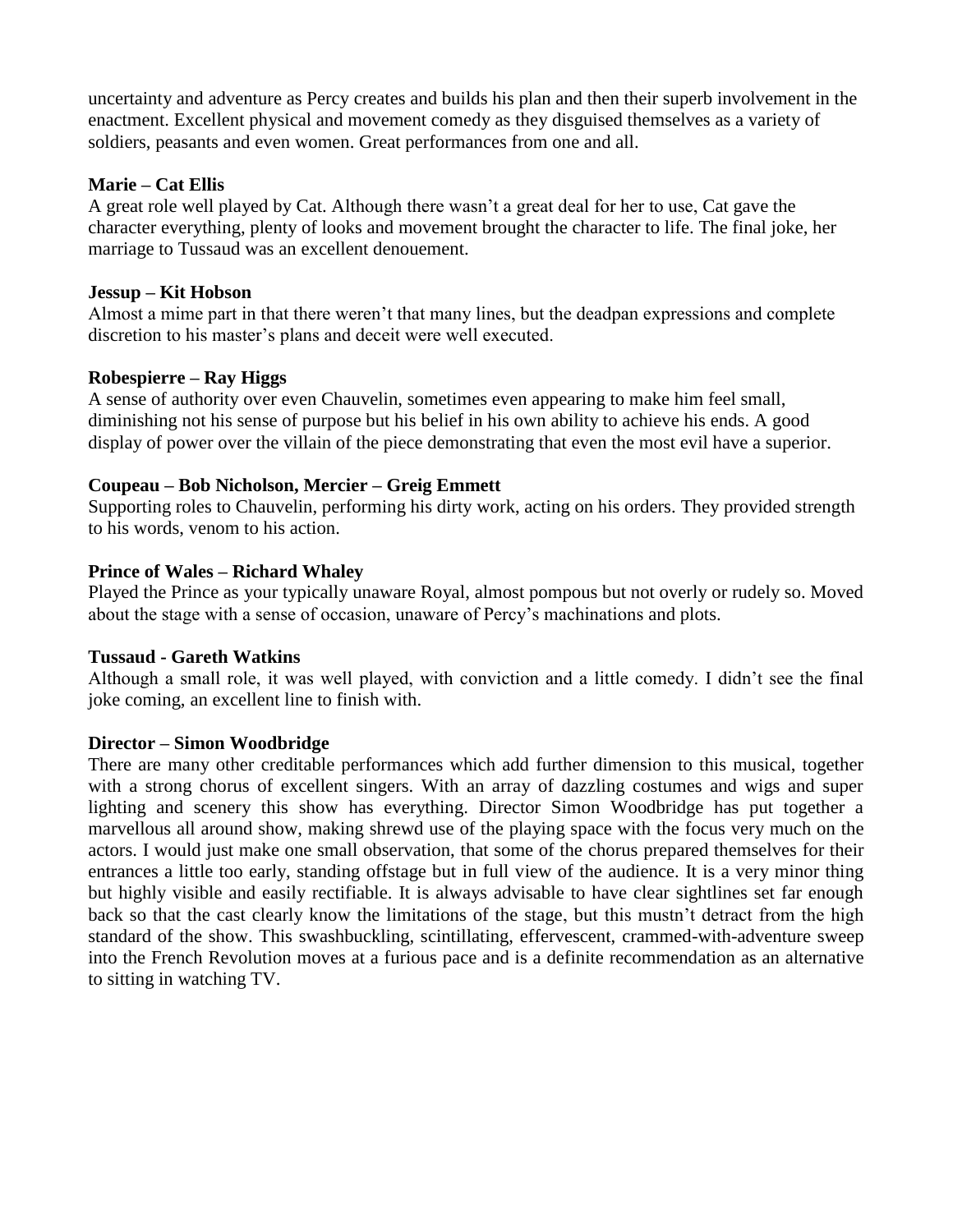uncertainty and adventure as Percy creates and builds his plan and then their superb involvement in the enactment. Excellent physical and movement comedy as they disguised themselves as a variety of soldiers, peasants and even women. Great performances from one and all.

**Marie – Cat Ellis**

A great role well played by Cat. Although there wasn't a great deal for her to use, Cat gave the character everything, plenty of looks and movement brought the character to life. The final joke, her marriage to Tussaud was an excellent denouement.

**Jessup – Kit Hobson**

Almost a mime part in that there weren't that many lines, but the deadpan expressions and complete discretion to his master's plans and deceit were well executed.

**Robespierre – Ray Higgs**

A sense of authority over even Chauvelin, sometimes even appearing to make him feel small, diminishing not his sense of purpose but his belief in his own ability to achieve his ends. A good display of power over the villain of the piece demonstrating that even the most evil have a superior.

**Coupeau – Bob Nicholson, Mercier – Greig Emmett**

Supporting roles to Chauvelin, performing his dirty work, acting on his orders. They provided strength to his words, venom to his action.

**Prince of Wales – Richard Whaley**

Played the Prince as your typically unaware Royal, almost pompous but not overly or rudely so. Moved about the stage with a sense of occasion, unaware of Percy's machinations and plots.

**Tussaud - Gareth Watkins**

Although a small role, it was well played, with conviction and a little comedy. I didn't see the final joke coming, an excellent line to finish with.

**Director – Simon Woodbridge**

There are many other creditable performances which add further dimension to this musical, together with a strong chorus of excellent singers. With an array of dazzling costumes and wigs and super lighting and scenery this show has everything. Director Simon Woodbridge has put together a marvellous all around show, making shrewd use of the playing space with the focus very much on the actors. I would just make one small observation, that some of the chorus prepared themselves for their entrances a little too early, standing offstage but in full view of the audience. It is a very minor thing but highly visible and easily rectifiable. It is always advisable to have clear sightlines set far enough back so that the cast clearly know the limitations of the stage, but this mustn't detract from the high standard of the show. This swashbuckling, scintillating, effervescent, crammed-with-adventure sweep into the French Revolution moves at a furious pace and is a definite recommendation as an alternative to sitting in watching TV.